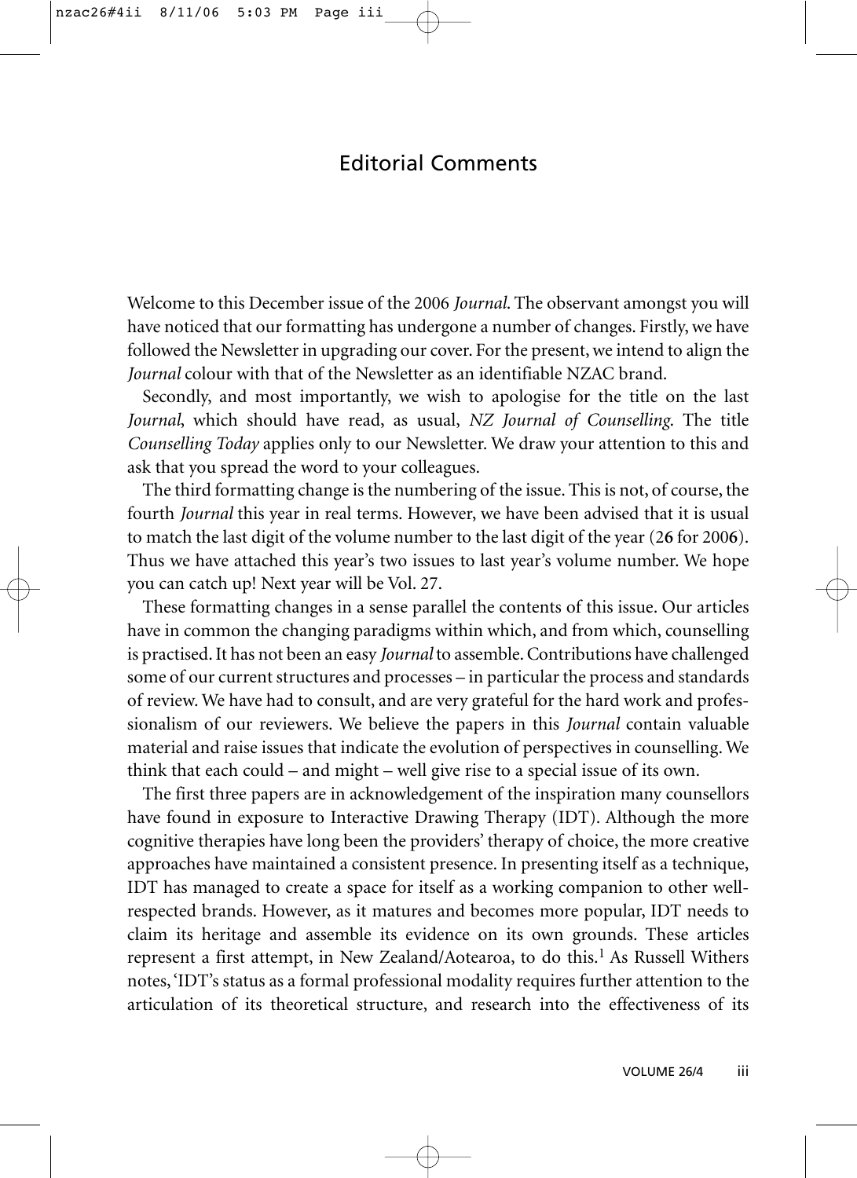# Editorial Comments

Welcome to this December issue of the 2006 *Journal*. The observant amongst you will have noticed that our formatting has undergone a number of changes. Firstly, we have followed the Newsletter in upgrading our cover. For the present, we intend to align the *Journal* colour with that of the Newsletter as an identifiable NZAC brand.

Secondly, and most importantly, we wish to apologise for the title on the last *Journal*, which should have read, as usual, *NZ Journal of Counselling*. The title *Counselling Today* applies only to our Newsletter. We draw your attention to this and ask that you spread the word to your colleagues.

The third formatting change is the numbering of the issue. This is not, of course, the fourth *Journal* this year in real terms. However, we have been advised that it is usual to match the last digit of the volume number to the last digit of the year (2**6** for 200**6**). Thus we have attached this year's two issues to last year's volume number. We hope you can catch up! Next year will be Vol. 27.

These formatting changes in a sense parallel the contents of this issue. Our articles have in common the changing paradigms within which, and from which, counselling is practised. It has not been an easy *Journal* to assemble. Contributions have challenged some of our current structures and processes – in particular the process and standards of review. We have had to consult, and are very grateful for the hard work and professionalism of our reviewers. We believe the papers in this *Journal* contain valuable material and raise issues that indicate the evolution of perspectives in counselling. We think that each could – and might – well give rise to a special issue of its own.

The first three papers are in acknowledgement of the inspiration many counsellors have found in exposure to Interactive Drawing Therapy (IDT). Although the more cognitive therapies have long been the providers' therapy of choice, the more creative approaches have maintained a consistent presence. In presenting itself as a technique, IDT has managed to create a space for itself as a working companion to other well-respected brands. However, as it matures and becomes more popular, IDT needs to claim its heritage and assemble its evidence on its own grounds. These articles represent a first attempt, in New Zealand/Aotearoa, to do this.[1] As Russell Withers notes, 'IDT's status as a formal professional modality requires further attention to the articulation of its theoretical structure, and research into the effectiveness of its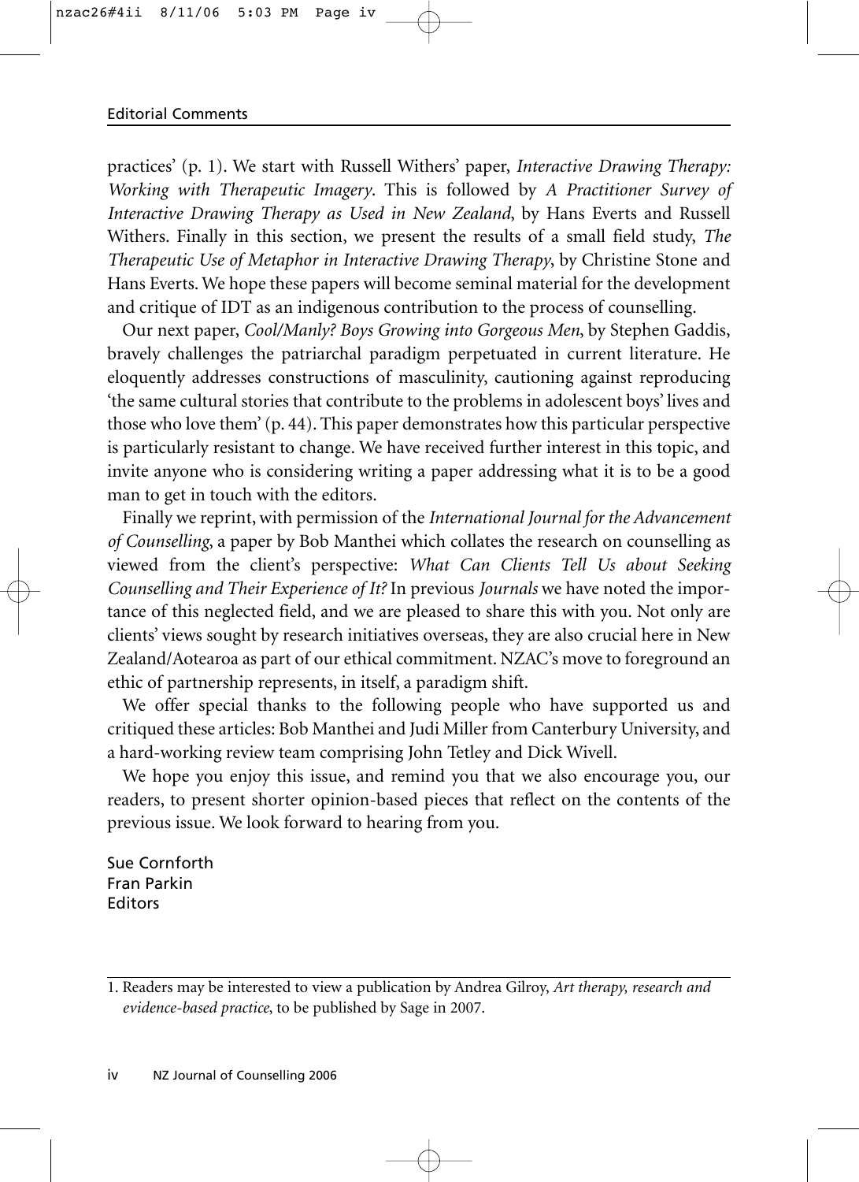practices' (p. 1). We start with Russell Withers' paper, *Interactive Drawing Therapy: Working with Therapeutic Imagery*. This is followed by *A Practitioner Survey of Interactive Drawing Therapy as Used in New Zealand*, by Hans Everts and Russell Withers. Finally in this section, we present the results of a small field study, *The Therapeutic Use of Metaphor in Interactive Drawing Therapy*, by Christine Stone and Hans Everts. We hope these papers will become seminal material for the development and critique of IDT as an indigenous contribution to the process of counselling.

Our next paper, *Cool/Manly? Boys Growing into Gorgeous Men*, by Stephen Gaddis, bravely challenges the patriarchal paradigm perpetuated in current literature. He eloquently addresses constructions of masculinity, cautioning against reproducing 'the same cultural stories that contribute to the problems in adolescent boys' lives and those who love them' (p. 44). This paper demonstrates how this particular perspective is particularly resistant to change. We have received further interest in this topic, and invite anyone who is considering writing a paper addressing what it is to be a good man to get in touch with the editors.

Finally we reprint, with permission of the *International Journal for the Advancement of Counselling*, a paper by Bob Manthei which collates the research on counselling as viewed from the client's perspective: *What Can Clients Tell Us about Seeking Counselling and Their Experience of It?* In previous *Journals* we have noted the importance of this neglected field, and we are pleased to share this with you. Not only are clients' views sought by research initiatives overseas, they are also crucial here in New Zealand/Aotearoa as part of our ethical commitment. NZAC's move to foreground an ethic of partnership represents, in itself, a paradigm shift.

We offer special thanks to the following people who have supported us and critiqued these articles: Bob Manthei and Judi Miller from Canterbury University, and a hard-working review team comprising John Tetley and Dick Wivell.

We hope you enjoy this issue, and remind you that we also encourage you, our readers, to present shorter opinion-based pieces that reflect on the contents of the previous issue. We look forward to hearing from you.

Sue Cornforth
Fran Parkin
Editors

---

1. Readers may be interested to view a publication by Andrea Gilroy, *Art therapy, research and evidence-based practice*, to be published by Sage in 2007.